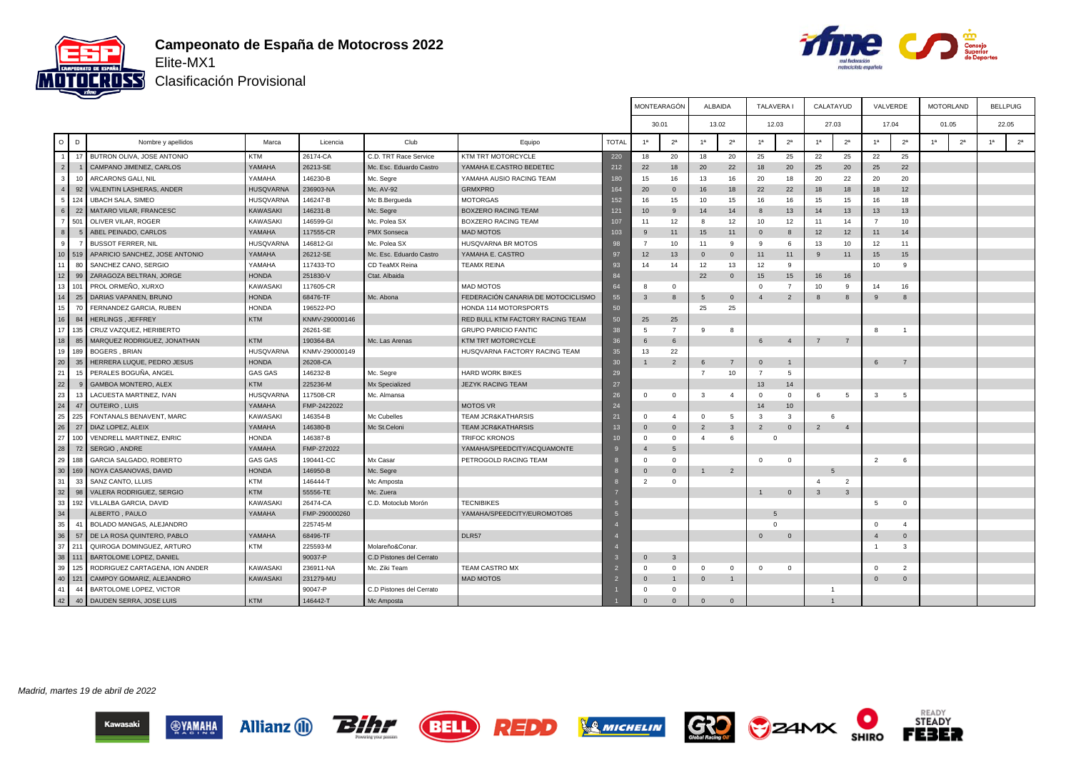# Campeonato de España de Motocross 2022

## Elite-MX1

### Clasificación Provisional

| O | D | Nombre y apellidos | Marca | Licencia | Club | Equipo | TOTAL | MONTEARAGÓN | | ALBAIDA | | TALAVERA I | | CALATAYUD | | VALVERDE | | MOTORLAND | | BELLPUIG | |
|---|---|---|---|---|---|---|---|---|---|---|---|---|---|---|---|---|---|---|---|---|---|
| | | | | | | | | 30.01 | | 13.02 | | 12.03 | | 27.03 | | 17.04 | | 01.05 | | 22.05 | |
| | | | | | | | | 1ª | 2ª | 1ª | 2ª | 1ª | 2ª | 1ª | 2ª | 1ª | 2ª | 1ª | 2ª | 1ª | 2ª |
| 1 | 17 | BUTRON OLIVA, JOSE ANTONIO | KTM | 26174-CA | C.D. TRT Race Service | KTM TRT MOTORCYCLE | 220 | 18 | 20 | 18 | 20 | 25 | 25 | 22 | 25 | 22 | 25 | | | | |
| 2 | 1 | CAMPANO JIMENEZ, CARLOS | YAMAHA | 26213-SE | Mc. Esc. Eduardo Castro | YAMAHA E.CASTRO BEDETEC | 212 | 22 | 18 | 20 | 22 | 18 | 20 | 25 | 20 | 25 | 22 | | | | |
| 3 | 10 | ARCARONS GALI, NIL | YAMAHA | 146230-B | Mc. Segre | YAMAHA AUSIO RACING TEAM | 180 | 15 | 16 | 13 | 16 | 20 | 18 | 20 | 22 | 20 | 20 | | | | |
| 4 | 92 | VALENTIN LASHERAS, ANDER | HUSQVARNA | 236903-NA | Mc. AV-92 | GRMXPRO | 164 | 20 | 0 | 16 | 18 | 22 | 22 | 18 | 18 | 18 | 12 | | | | |
| 5 | 124 | UBACH SALA, SIMEO | HUSQVARNA | 146247-B | Mc B.Bergueda | MOTORGAS | 152 | 16 | 15 | 10 | 15 | 16 | 16 | 15 | 15 | 16 | 18 | | | | |
| 6 | 22 | MATARO VILAR, FRANCESC | KAWASAKI | 146231-B | Mc. Segre | BOXZERO RACING TEAM | 121 | 10 | 9 | 14 | 14 | 8 | 13 | 14 | 13 | 13 | 13 | | | | |
| 7 | 501 | OLIVER VILAR, ROGER | KAWASAKI | 146599-GI | Mc. Polea SX | BOXZERO RACING TEAM | 107 | 11 | 12 | 8 | 12 | 10 | 12 | 11 | 14 | 7 | 10 | | | | |
| 8 | 5 | ABEL PEINADO, CARLOS | YAMAHA | 117555-CR | PMX Sonseca | MAD MOTOS | 103 | 9 | 11 | 15 | 11 | 0 | 8 | 12 | 12 | 11 | 14 | | | | |
| 9 | 7 | BUSSOT FERRER, NIL | HUSQVARNA | 146812-GI | Mc. Polea SX | HUSQVARNA BR MOTOS | 98 | 7 | 10 | 11 | 9 | 9 | 6 | 13 | 10 | 12 | 11 | | | | |
| 10 | 519 | APARICIO SANCHEZ, JOSE ANTONIO | YAMAHA | 26212-SE | Mc. Esc. Eduardo Castro | YAMAHA E. CASTRO | 97 | 12 | 13 | 0 | 0 | 11 | 11 | 9 | 11 | 15 | 15 | | | | |
| 11 | 80 | SANCHEZ CANO, SERGIO | YAMAHA | 117433-TO | CD TeaMX Reina | TEAMX REINA | 93 | 14 | 14 | 12 | 13 | 12 | 9 | | | 10 | 9 | | | | |
| 12 | 99 | ZARAGOZA BELTRAN, JORGE | HONDA | 251830-V | Ctat. Albaida | | 84 | | | 22 | 0 | 15 | 15 | 16 | 16 | | | | | | |
| 13 | 101 | PROL ORMEÑO, XURXO | KAWASAKI | 117605-CR | | MAD MOTOS | 64 | 8 | 0 | | | 0 | 7 | 10 | 9 | 14 | 16 | | | | |
| 14 | 25 | DARIAS VAPANEN, BRUNO | HONDA | 68476-TF | Mc. Abona | FEDERACIÓN CANARIA DE MOTOCICLISMO | 55 | 3 | 8 | 5 | 0 | 4 | 2 | 8 | 8 | 9 | 8 | | | | |
| 15 | 70 | FERNANDEZ GARCIA, RUBEN | HONDA | 196522-PO | | HONDA 114 MOTORSPORTS | 50 | | | 25 | 25 | | | | | | | | | | |
| 16 | 84 | HERLINGS , JEFFREY | KTM | KNMV-290000146 | | RED BULL KTM FACTORY RACING TEAM | 50 | 25 | 25 | | | | | | | | | | | | |
| 17 | 135 | CRUZ VAZQUEZ, HERIBERTO | | 26261-SE | | GRUPO PARICIO FANTIC | 38 | 5 | 7 | 9 | 8 | | | | | 8 | 1 | | | | |
| 18 | 85 | MARQUEZ RODRIGUEZ, JONATHAN | KTM | 190364-BA | Mc. Las Arenas | KTM TRT MOTORCYCLE | 36 | 6 | 6 | | | 6 | 4 | 7 | 7 | | | | | | |
| 19 | 189 | BOGERS , BRIAN | HUSQVARNA | KNMV-290000149 | | HUSQVARNA FACTORY RACING TEAM | 35 | 13 | 22 | | | | | | | | | | | | |
| 20 | 35 | HERRERA LUQUE, PEDRO JESUS | HONDA | 26208-CA | | | 30 | 1 | 2 | 6 | 7 | 0 | 1 | | | 6 | 7 | | | | |
| 21 | 15 | PERALES BOGUÑA, ANGEL | GAS GAS | 146232-B | Mc. Segre | HARD WORK BIKES | 29 | | | 7 | 10 | 7 | 5 | | | | | | | | |
| 22 | 9 | GAMBOA MONTERO, ALEX | KTM | 225236-M | Mx Specialized | JEZYK RACING TEAM | 27 | | | | | 13 | 14 | | | | | | | | |
| 23 | 13 | LACUESTA MARTINEZ, IVAN | HUSQVARNA | 117508-CR | Mc. Almansa | | 26 | 0 | 0 | 3 | 4 | 0 | 0 | 6 | 5 | 3 | 5 | | | | |
| 24 | 47 | OUTEIRO , LUIS | YAMAHA | FMP-2422022 | | MOTOS VR | 24 | | | | | 14 | 10 | | | | | | | | |
| 25 | 225 | FONTANALS BENAVENT, MARC | KAWASAKI | 146354-B | Mc Cubelles | TEAM JCR&KATHARSIS | 21 | 0 | 4 | 0 | 5 | 3 | 3 | 6 | | | | | | | |
| 26 | 27 | DIAZ LOPEZ, ALEIX | YAMAHA | 146380-B | Mc St.Celoni | TEAM JCR&KATHARSIS | 13 | 0 | 0 | 2 | 3 | 2 | 0 | 2 | 4 | | | | | | |
| 27 | 100 | VENDRELL MARTINEZ, ENRIC | HONDA | 146387-B | | TRIFOC KRONOS | 10 | 0 | 0 | 4 | 6 | 0 | | | | | | | | | |
| 28 | 72 | SERGIO , ANDRE | YAMAHA | FMP-272022 | | YAMAHA/SPEEDCITY/ACQUAMONTE | 9 | 4 | 5 | | | | | | | | | | | | |
| 29 | 188 | GARCIA SALGADO, ROBERTO | GAS GAS | 190441-CC | Mx Casar | PETROGOLD RACING TEAM | 8 | 0 | 0 | | | 0 | 0 | | | 2 | 6 | | | | |
| 30 | 169 | NOYA CASANOVAS, DAVID | HONDA | 146950-B | Mc. Segre | | 8 | 0 | 0 | 1 | 2 | | | 5 | | | | | | | |
| 31 | 33 | SANZ CANTO, LLUIS | KTM | 146444-T | Mc Amposta | | 8 | 2 | 0 | | | | | 4 | 2 | | | | | | |
| 32 | 98 | VALERA RODRIGUEZ, SERGIO | KTM | 55556-TE | Mc. Zuera | | 7 | | | | | 1 | 0 | 3 | 3 | | | | | | |
| 33 | 192 | VILLALBA GARCIA, DAVID | KAWASAKI | 26474-CA | C.D. Motoclub Morón | TECNIBIKES | 5 | | | | | | | | | 5 | 0 | | | | |
| 34 | | ALBERTO , PAULO | YAMAHA | FMP-290000260 | | YAMAHA/SPEEDCITY/EUROMOTO85 | 5 | | | | | 5 | | | | | | | | | |
| 35 | 41 | BOLADO MANGAS, ALEJANDRO | | 225745-M | | | 4 | | | | | 0 | | | | 0 | 4 | | | | |
| 36 | 57 | DE LA ROSA QUINTERO, PABLO | YAMAHA | 68496-TF | | DLR57 | 4 | | | | | 0 | 0 | | | 4 | 0 | | | | |
| 37 | 211 | QUIROGA DOMINGUEZ, ARTURO | KTM | 225593-M | Molareño&Conar. | | 4 | | | | | | | | | 1 | 3 | | | | |
| 38 | 111 | BARTOLOME LOPEZ, DANIEL | | 90037-P | C.D Pistones del Cerrato | | 3 | 0 | 3 | | | | | | | | | | | | |
| 39 | 125 | RODRIGUEZ CARTAGENA, ION ANDER | KAWASAKI | 236911-NA | Mc. Ziki Team | TEAM CASTRO MX | 2 | 0 | 0 | 0 | 0 | 0 | 0 | | | 0 | 2 | | | | |
| 40 | 121 | CAMPOY GOMARIZ, ALEJANDRO | KAWASAKI | 231279-MU | | MAD MOTOS | 2 | 0 | 1 | 0 | 1 | | | | | 0 | 0 | | | | |
| 41 | 44 | BARTOLOME LOPEZ, VICTOR | | 90047-P | C.D Pistones del Cerrato | | 1 | 0 | 0 | | | | | 1 | | | | | | | |
| 42 | 40 | DAUDEN SERRA, JOSE LUIS | KTM | 146442-T | Mc Amposta | | 1 | 0 | 0 | 0 | 0 | | | 1 | | | | | | | |

*Madrid, martes 19 de abril de 2022*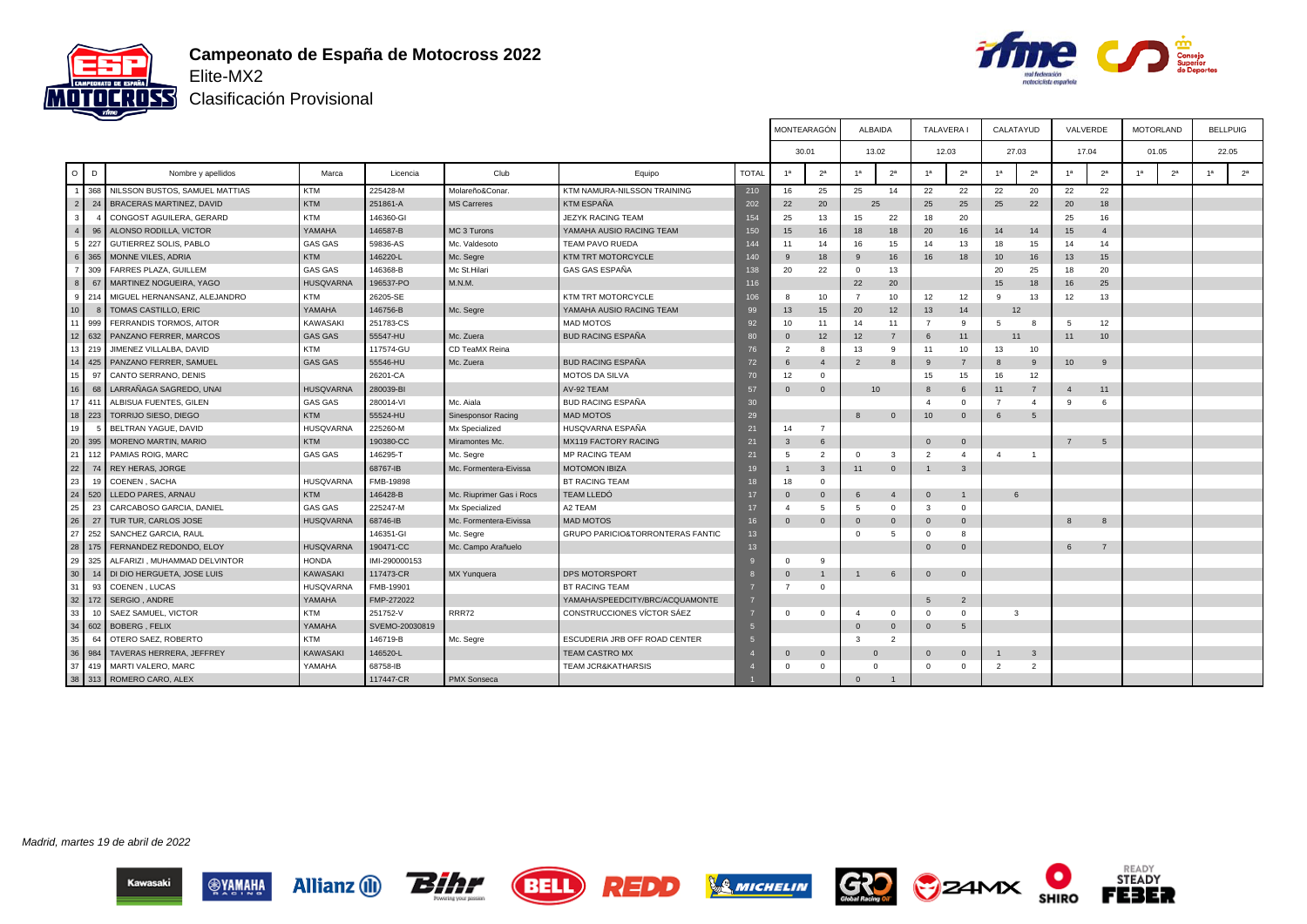# Campeonato de España de Motocross 2022

Elite-MX2

Clasificación Provisional

| O | D | Nombre y apellidos | Marca | Licencia | Club | Equipo | TOTAL | MONTEARAGÓN | | ALBAIDA | | TALAVERA I | | CALATAYUD | | VALVERDE | | MOTORLAND | | BELLPUIG | |
|---|---|---|---|---|---|---|---|---|---|---|---|---|---|---|---|---|---|---|---|---|---|
| | | | | | | | | 30.01 | | 13.02 | | 12.03 | | 27.03 | | 17.04 | | 01.05 | | 22.05 | |
| | | | | | | | | 1ª | 2ª | 1ª | 2ª | 1ª | 2ª | 1ª | 2ª | 1ª | 2ª | 1ª | 2ª | 1ª | 2ª |
| 1 | 368 | NILSSON BUSTOS, SAMUEL MATTIAS | KTM | 225428-M | Molareño&Conar. | KTM NAMURA-NILSSON TRAINING | 210 | 16 | 25 | 25 | 14 | 22 | 22 | 22 | 20 | 22 | 22 | | | | |
| 2 | 24 | BRACERAS MARTINEZ, DAVID | KTM | 251861-A | MS Carreres | KTM ESPAÑA | 202 | 22 | 20 | 25 | | 25 | 25 | 25 | 22 | 20 | 18 | | | | |
| 3 | 4 | CONGOST AGUILERA, GERARD | KTM | 146360-GI | | JEZYK RACING TEAM | 154 | 25 | 13 | 15 | 22 | 18 | 20 | | | 25 | 16 | | | | |
| 4 | 96 | ALONSO RODILLA, VICTOR | YAMAHA | 146587-B | MC 3 Turons | YAMAHA AUSIO RACING TEAM | 150 | 15 | 16 | 18 | 18 | 20 | 16 | 14 | 14 | 15 | 4 | | | | |
| 5 | 227 | GUTIERREZ SOLIS, PABLO | GAS GAS | 59836-AS | Mc. Valdesoto | TEAM PAVO RUEDA | 144 | 11 | 14 | 16 | 15 | 14 | 13 | 18 | 15 | 14 | 14 | | | | |
| 6 | 365 | MONNE VILES, ADRIA | KTM | 146220-L | Mc. Segre | KTM TRT MOTORCYCLE | 140 | 9 | 18 | 9 | 16 | 16 | 18 | 10 | 16 | 13 | 15 | | | | |
| 7 | 309 | FARRES PLAZA, GUILLEM | GAS GAS | 146368-B | Mc St.Hilari | GAS GAS ESPAÑA | 138 | 20 | 22 | 0 | 13 | | | 20 | 25 | 18 | 20 | | | | |
| 8 | 67 | MARTINEZ NOGUEIRA, YAGO | HUSQVARNA | 196537-PO | M.N.M. | | 116 | | | 22 | 20 | | | 15 | 18 | 16 | 25 | | | | |
| 9 | 214 | MIGUEL HERNANSANZ, ALEJANDRO | KTM | 26205-SE | | KTM TRT MOTORCYCLE | 106 | 8 | 10 | 7 | 10 | 12 | 12 | 9 | 13 | 12 | 13 | | | | |
| 10 | 8 | TOMAS CASTILLO, ERIC | YAMAHA | 146756-B | Mc. Segre | YAMAHA AUSIO RACING TEAM | 99 | 13 | 15 | 20 | 12 | 13 | 14 | 12 | | | | | | | |
| 11 | 999 | FERRANDIS TORMOS, AITOR | KAWASAKI | 251783-CS | | MAD MOTOS | 92 | 10 | 11 | 14 | 11 | 7 | 9 | 5 | 8 | 5 | 12 | | | | |
| 12 | 632 | PANZANO FERRER, MARCOS | GAS GAS | 55547-HU | Mc. Zuera | BUD RACING ESPAÑA | 80 | 0 | 12 | 12 | 7 | 6 | 11 | 11 | | 11 | 10 | | | | |
| 13 | 219 | JIMENEZ VILLALBA, DAVID | KTM | 117574-GU | CD TeaMX Reina | | 76 | 2 | 8 | 13 | 9 | 11 | 10 | 13 | 10 | | | | | | |
| 14 | 425 | PANZANO FERRER, SAMUEL | GAS GAS | 55546-HU | Mc. Zuera | BUD RACING ESPAÑA | 72 | 6 | 4 | 2 | 8 | 9 | 7 | 8 | 9 | 10 | 9 | | | | |
| 15 | 97 | CANTO SERRANO, DENIS | | 26201-CA | | MOTOS DA SILVA | 70 | 12 | 0 | | | 15 | 15 | 16 | 12 | | | | | | |
| 16 | 68 | LARRAÑAGA SAGREDO, UNAI | HUSQVARNA | 280039-BI | | AV-92 TEAM | 57 | 0 | 0 | 10 | | 8 | 6 | 11 | 7 | 4 | 11 | | | | |
| 17 | 411 | ALBISUA FUENTES, GILEN | GAS GAS | 280014-VI | Mc. Aiala | BUD RACING ESPAÑA | 30 | | | | | 4 | 0 | 7 | 4 | 9 | 6 | | | | |
| 18 | 223 | TORRIJO SIESO, DIEGO | KTM | 55524-HU | Sinesponsor Racing | MAD MOTOS | 29 | | | 8 | 0 | 10 | 0 | 6 | 5 | | | | | | |
| 19 | 5 | BELTRAN YAGUE, DAVID | HUSQVARNA | 225260-M | Mx Specialized | HUSQVARNA ESPAÑA | 21 | 14 | 7 | | | | | | | | | | | | |
| 20 | 395 | MORENO MARTIN, MARIO | KTM | 190380-CC | Miramontes Mc. | MX119 FACTORY RACING | 21 | 3 | 6 | | | 0 | 0 | | | 7 | 5 | | | | |
| 21 | 112 | PAMIAS ROIG, MARC | GAS GAS | 146295-T | Mc. Segre | MP RACING TEAM | 21 | 5 | 2 | 0 | 3 | 2 | 4 | 4 | 1 | | | | | | |
| 22 | 74 | REY HERAS, JORGE | | 68767-IB | Mc. Formentera-Eivissa | MOTOMON IBIZA | 19 | 1 | 3 | 11 | 0 | 1 | 3 | | | | | | | | |
| 23 | 19 | COENEN , SACHA | HUSQVARNA | FMB-19898 | | BT RACING TEAM | 18 | 18 | 0 | | | | | | | | | | | | |
| 24 | 520 | LLEDO PARES, ARNAU | KTM | 146428-B | Mc. Riuprimer Gas i Rocs | TEAM LLEDÓ | 17 | 0 | 0 | 6 | 4 | 0 | 1 | 6 | | | | | | | |
| 25 | 23 | CARCABOSO GARCIA, DANIEL | GAS GAS | 225247-M | Mx Specialized | A2 TEAM | 17 | 4 | 5 | 5 | 0 | 3 | 0 | | | | | | | | |
| 26 | 27 | TUR TUR, CARLOS JOSE | HUSQVARNA | 68746-IB | Mc. Formentera-Eivissa | MAD MOTOS | 16 | 0 | 0 | 0 | 0 | 0 | 0 | | | 8 | 8 | | | | |
| 27 | 252 | SANCHEZ GARCIA, RAUL | | 146351-GI | Mc. Segre | GRUPO PARICIO&TORRONTERAS FANTIC | 13 | | | 0 | 5 | 0 | 8 | | | | | | | | |
| 28 | 175 | FERNANDEZ REDONDO, ELOY | HUSQVARNA | 190471-CC | Mc. Campo Arañuelo | | 13 | | | | | 0 | 0 | | | 6 | 7 | | | | |
| 29 | 325 | ALFARIZI , MUHAMMAD DELVINTOR | HONDA | IMI-290000153 | | | 9 | 0 | 9 | | | | | | | | | | | | |
| 30 | 14 | DI DIO HERGUETA, JOSE LUIS | KAWASAKI | 117473-CR | MX Yunquera | DPS MOTORSPORT | 8 | 0 | 1 | 1 | 6 | 0 | 0 | | | | | | | | |
| 31 | 93 | COENEN , LUCAS | HUSQVARNA | FMB-19901 | | BT RACING TEAM | 7 | 7 | 0 | | | | | | | | | | | | |
| 32 | 172 | SERGIO , ANDRE | YAMAHA | FMP-272022 | | YAMAHA/SPEEDCITY/BRC/ACQUAMONTE | 7 | | | | | 5 | 2 | | | | | | | | |
| 33 | 10 | SAEZ SAMUEL, VICTOR | KTM | 251752-V | RRR72 | CONSTRUCCIONES VÍCTOR SÁEZ | 7 | 0 | 0 | 4 | 0 | 0 | 0 | 3 | | | | | | | |
| 34 | 602 | BOBERG , FELIX | YAMAHA | SVEMO-20030819 | | | 5 | | | 0 | 0 | 0 | 5 | | | | | | | | |
| 35 | 64 | OTERO SAEZ, ROBERTO | KTM | 146719-B | Mc. Segre | ESCUDERIA JRB OFF ROAD CENTER | 5 | | | 3 | 2 | | | | | | | | | | |
| 36 | 984 | TAVERAS HERRERA, JEFFREY | KAWASAKI | 146520-L | | TEAM CASTRO MX | 4 | 0 | 0 | 0 | | 0 | 0 | 1 | 3 | | | | | | |
| 37 | 419 | MARTI VALERO, MARC | YAMAHA | 68758-IB | | TEAM JCR&KATHARSIS | 4 | 0 | 0 | 0 | | 0 | 0 | 2 | 2 | | | | | | |
| 38 | 313 | ROMERO CARO, ALEX | | 117447-CR | PMX Sonseca | | 1 | | | 0 | 1 | | | | | | | | | | |

*Madrid, martes 19 de abril de 2022*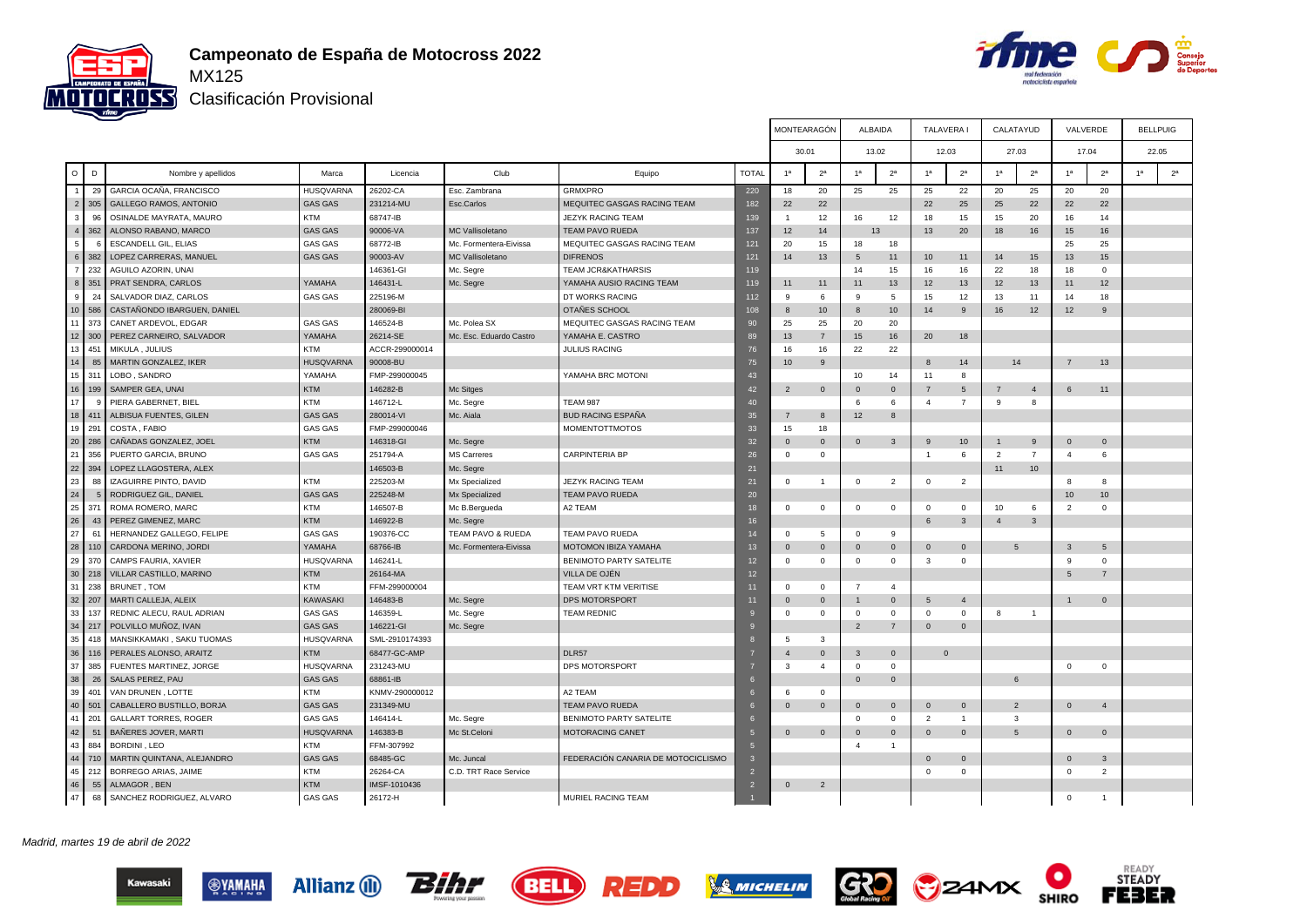# Campeonato de España de Motocross 2022

MX125

Clasificación Provisional

| O | D | Nombre y apellidos | Marca | Licencia | Club | Equipo | TOTAL | MONTEARAGÓN | | ALBAIDA | | TALAVERA I | | CALATAYUD | | VALVERDE | | BELLPUIG | |
|---|---|---|---|---|---|---|---|---|---|---|---|---|---|---|---|---|---|---|---|
| | | | | | | | | 30.01 | | 13.02 | | 12.03 | | 27.03 | | 17.04 | | 22.05 | |
| | | | | | | | | 1ª | 2ª | 1ª | 2ª | 1ª | 2ª | 1ª | 2ª | 1ª | 2ª | 1ª | 2ª |
| 1 | 29 | GARCIA OCAÑA, FRANCISCO | HUSQVARNA | 26202-CA | Esc. Zambrana | GRMXPRO | 220 | 18 | 20 | 25 | 25 | 25 | 22 | 20 | 25 | 20 | 20 | | |
| 2 | 305 | GALLEGO RAMOS, ANTONIO | GAS GAS | 231214-MU | Esc.Carlos | MEQUITEC GASGAS RACING TEAM | 182 | 22 | 22 | | | 22 | 25 | 25 | 22 | 22 | 22 | | |
| 3 | 96 | OSINALDE MAYRATA, MAURO | KTM | 68747-IB | | JEZYK RACING TEAM | 139 | 1 | 12 | 16 | 12 | 18 | 15 | 15 | 20 | 16 | 14 | | |
| 4 | 362 | ALONSO RABANO, MARCO | GAS GAS | 90006-VA | MC Vallisoletano | TEAM PAVO RUEDA | 137 | 12 | 14 | 13 | | 13 | 20 | 18 | 16 | 15 | 16 | | |
| 5 | 6 | ESCANDELL GIL, ELIAS | GAS GAS | 68772-IB | Mc. Formentera-Eivissa | MEQUITEC GASGAS RACING TEAM | 121 | 20 | 15 | 18 | 18 | | | | | 25 | 25 | | |
| 6 | 382 | LOPEZ CARRERAS, MANUEL | GAS GAS | 90003-AV | MC Vallisoletano | DIFRENOS | 121 | 14 | 13 | 5 | 11 | 10 | 11 | 14 | 15 | 13 | 15 | | |
| 7 | 232 | AGUILO AZORIN, UNAI | | 146361-GI | Mc. Segre | TEAM JCR&KATHARSIS | 119 | | | 14 | 15 | 16 | 16 | 22 | 18 | 18 | 0 | | |
| 8 | 351 | PRAT SENDRA, CARLOS | YAMAHA | 146431-L | Mc. Segre | YAMAHA AUSIO RACING TEAM | 119 | 11 | 11 | 11 | 13 | 12 | 13 | 12 | 13 | 11 | 12 | | |
| 9 | 24 | SALVADOR DIAZ, CARLOS | GAS GAS | 225196-M | | DT WORKS RACING | 112 | 9 | 6 | 9 | 5 | 15 | 12 | 13 | 11 | 14 | 18 | | |
| 10 | 586 | CASTAÑONDO IBARGUEN, DANIEL | | 280069-BI | | OTAÑES SCHOOL | 108 | 8 | 10 | 8 | 10 | 14 | 9 | 16 | 12 | 12 | 9 | | |
| 11 | 373 | CANET ARDEVOL, EDGAR | GAS GAS | 146524-B | Mc. Polea SX | MEQUITEC GASGAS RACING TEAM | 90 | 25 | 25 | 20 | 20 | | | | | | | | |
| 12 | 300 | PEREZ CARNEIRO, SALVADOR | YAMAHA | 26214-SE | Mc. Esc. Eduardo Castro | YAMAHA E. CASTRO | 89 | 13 | 7 | 15 | 16 | 20 | 18 | | | | | | |
| 13 | 451 | MIKULA , JULIUS | KTM | ACCR-299000014 | | JULIUS RACING | 76 | 16 | 16 | 22 | 22 | | | | | | | | |
| 14 | 85 | MARTIN GONZALEZ, IKER | HUSQVARNA | 90008-BU | | | 75 | 10 | 9 | | | 8 | 14 | 14 | | 7 | 13 | | |
| 15 | 311 | LOBO , SANDRO | YAMAHA | FMP-299000045 | | YAMAHA BRC MOTONI | 43 | | | 10 | 14 | 11 | 8 | | | | | | |
| 16 | 199 | SAMPER GEA, UNAI | KTM | 146282-B | Mc Sitges | | 42 | 2 | 0 | 0 | 0 | 7 | 5 | 7 | 4 | 6 | 11 | | |
| 17 | 9 | PIERA GABERNET, BIEL | KTM | 146712-L | Mc. Segre | TEAM 987 | 40 | | | 6 | 6 | 4 | 7 | 9 | 8 | | | | |
| 18 | 411 | ALBISUA FUENTES, GILEN | GAS GAS | 280014-VI | Mc. Aiala | BUD RACING ESPAÑA | 35 | 7 | 8 | 12 | 8 | | | | | | | | |
| 19 | 291 | COSTA , FABIO | GAS GAS | FMP-299000046 | | MOMENTOTTMOTOS | 33 | 15 | 18 | | | | | | | | | | |
| 20 | 286 | CAÑADAS GONZALEZ, JOEL | KTM | 146318-GI | Mc. Segre | | 32 | 0 | 0 | 0 | 3 | 9 | 10 | 1 | 9 | 0 | 0 | | |
| 21 | 356 | PUERTO GARCIA, BRUNO | GAS GAS | 251794-A | MS Carreres | CARPINTERIA BP | 26 | 0 | 0 | | | 1 | 6 | 2 | 7 | 4 | 6 | | |
| 22 | 394 | LOPEZ LLAGOSTERA, ALEX | | 146503-B | Mc. Segre | | 21 | | | | | | | 11 | 10 | | | | |
| 23 | 88 | IZAGUIRRE PINTO, DAVID | KTM | 225203-M | Mx Specialized | JEZYK RACING TEAM | 21 | 0 | 1 | 0 | 2 | 0 | 2 | | | 8 | 8 | | |
| 24 | 5 | RODRIGUEZ GIL, DANIEL | GAS GAS | 225248-M | Mx Specialized | TEAM PAVO RUEDA | 20 | | | | | | | | | 10 | 10 | | |
| 25 | 371 | ROMA ROMERO, MARC | KTM | 146507-B | Mc B.Bergueda | A2 TEAM | 18 | 0 | 0 | 0 | 0 | 0 | 0 | 10 | 6 | 2 | 0 | | |
| 26 | 43 | PEREZ GIMENEZ, MARC | KTM | 146922-B | Mc. Segre | | 16 | | | | | 6 | 3 | 4 | 3 | | | | |
| 27 | 61 | HERNANDEZ GALLEGO, FELIPE | GAS GAS | 190376-CC | TEAM PAVO & RUEDA | TEAM PAVO RUEDA | 14 | 0 | 5 | 0 | 9 | | | | | | | | |
| 28 | 110 | CARDONA MERINO, JORDI | YAMAHA | 68766-IB | Mc. Formentera-Eivissa | MOTOMON IBIZA YAMAHA | 13 | 0 | 0 | 0 | 0 | 0 | 0 | 5 | | 3 | 5 | | |
| 29 | 370 | CAMPS FAURIA, XAVIER | HUSQVARNA | 146241-L | | BENIMOTO PARTY SATELITE | 12 | 0 | 0 | 0 | 0 | 3 | 0 | | | 9 | 0 | | |
| 30 | 218 | VILLAR CASTILLO, MARINO | KTM | 26164-MA | | VILLA DE OJÉN | 12 | | | | | | | | | 5 | 7 | | |
| 31 | 238 | BRUNET , TOM | KTM | FFM-299000004 | | TEAM VRT KTM VERITISE | 11 | 0 | 0 | 7 | 4 | | | | | | | | |
| 32 | 207 | MARTI CALLEJA, ALEIX | KAWASAKI | 146483-B | Mc. Segre | DPS MOTORSPORT | 11 | 0 | 0 | 1 | 0 | 5 | 4 | | | 1 | 0 | | |
| 33 | 137 | REDNIC ALECU, RAUL ADRIAN | GAS GAS | 146359-L | Mc. Segre | TEAM REDNIC | 9 | 0 | 0 | 0 | 0 | 0 | 0 | 8 | 1 | | | | |
| 34 | 217 | POLVILLO MUÑOZ, IVAN | GAS GAS | 146221-GI | Mc. Segre | | 9 | | | 2 | 7 | 0 | 0 | | | | | | |
| 35 | 418 | MANSIKKAMAKI , SAKU TUOMAS | HUSQVARNA | SML-2910174393 | | | 8 | 5 | 3 | | | | | | | | | | |
| 36 | 116 | PERALES ALONSO, ARAITZ | KTM | 68477-GC-AMP | | DLR57 | 7 | 4 | 0 | 3 | 0 | 0 | | | | | | | |
| 37 | 385 | FUENTES MARTINEZ, JORGE | HUSQVARNA | 231243-MU | | DPS MOTORSPORT | 7 | 3 | 4 | 0 | 0 | | | | | 0 | 0 | | |
| 38 | 26 | SALAS PEREZ, PAU | GAS GAS | 68861-IB | | | 6 | | | 0 | 0 | | | 6 | | | | | |
| 39 | 401 | VAN DRUNEN , LOTTE | KTM | KNMV-290000012 | | A2 TEAM | 6 | 6 | 0 | | | | | | | | | | |
| 40 | 501 | CABALLERO BUSTILLO, BORJA | GAS GAS | 231349-MU | | TEAM PAVO RUEDA | 6 | 0 | 0 | 0 | 0 | 0 | 0 | 2 | | 0 | 4 | | |
| 41 | 201 | GALLART TORRES, ROGER | GAS GAS | 146414-L | Mc. Segre | BENIMOTO PARTY SATELITE | 6 | | | 0 | 0 | 2 | 1 | 3 | | | | | |
| 42 | 51 | BAÑERES JOVER, MARTI | HUSQVARNA | 146383-B | Mc St.Celoni | MOTORACING CANET | 5 | 0 | 0 | 0 | 0 | 0 | 0 | 5 | | 0 | 0 | | |
| 43 | 884 | BORDINI , LEO | KTM | FFM-307992 | | | 5 | | | 4 | 1 | | | | | | | | |
| 44 | 710 | MARTIN QUINTANA, ALEJANDRO | GAS GAS | 68485-GC | Mc. Juncal | FEDERACIÓN CANARIA DE MOTOCICLISMO | 3 | | | | | 0 | 0 | | | 0 | 3 | | |
| 45 | 212 | BORREGO ARIAS, JAIME | KTM | 26264-CA | C.D. TRT Race Service | | 2 | | | | | 0 | 0 | | | 0 | 2 | | |
| 46 | 55 | ALMAGOR , BEN | KTM | IMSF-1010436 | | | 2 | 0 | 2 | | | | | | | | | | |
| 47 | 68 | SANCHEZ RODRIGUEZ, ALVARO | GAS GAS | 26172-H | | MURIEL RACING TEAM | 1 | | | | | | | | | 0 | 1 | | |

*Madrid, martes 19 de abril de 2022*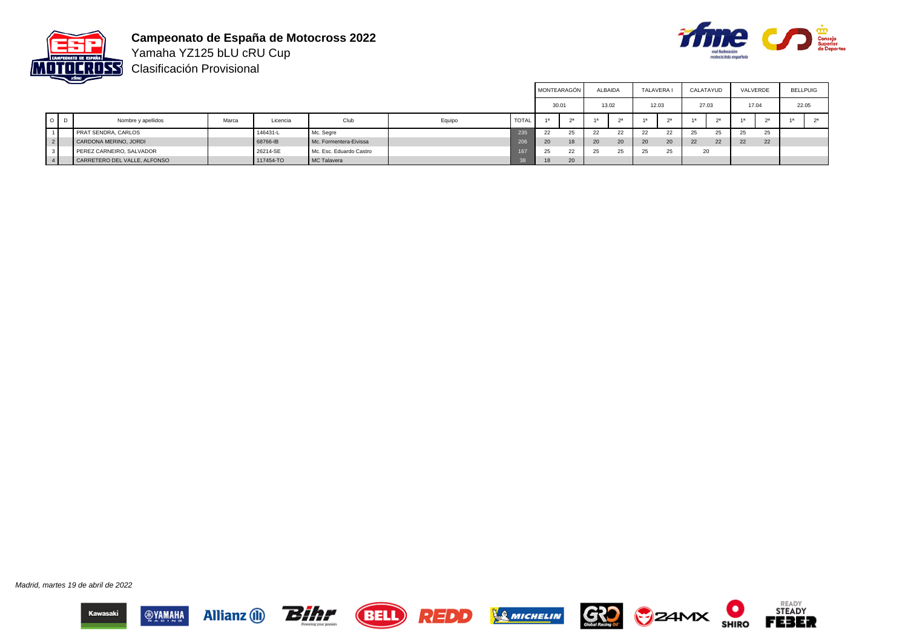# Campeonato de España de Motocross 2022

Yamaha YZ125 bLU cRU Cup

Clasificación Provisional

| O | D | Nombre y apellidos | Marca | Licencia | Club | Equipo | TOTAL | MONTEARAGÓN 30.01 1ª | MONTEARAGÓN 30.01 2ª | ALBAIDA 13.02 1ª | ALBAIDA 13.02 2ª | TALAVERA I 12.03 1ª | TALAVERA I 12.03 2ª | CALATAYUD 27.03 1ª | CALATAYUD 27.03 2ª | VALVERDE 17.04 1ª | VALVERDE 17.04 2ª | BELLPUIG 22.05 1ª | BELLPUIG 22.05 2ª |
|---|---|---|---|---|---|---|---|---|---|---|---|---|---|---|---|---|---|---|---|
| 1 | | PRAT SENDRA, CARLOS | | 146431-L | Mc. Segre | | 235 | 22 | 25 | 22 | 22 | 22 | 22 | 25 | 25 | 25 | 25 | | |
| 2 | | CARDONA MERINO, JORDI | | 68766-IB | Mc. Formentera-Eivissa | | 206 | 20 | 18 | 20 | 20 | 20 | 20 | 22 | 22 | 22 | 22 | | |
| 3 | | PEREZ CARNEIRO, SALVADOR | | 26214-SE | Mc. Esc. Eduardo Castro | | 167 | 25 | 22 | 25 | 25 | 25 | 25 | 20 | | | | | |
| 4 | | CARRETERO DEL VALLE, ALFONSO | | 117454-TO | MC Talavera | | 38 | 18 | 20 | | | | | | | | | | |

*Madrid, martes 19 de abril de 2022*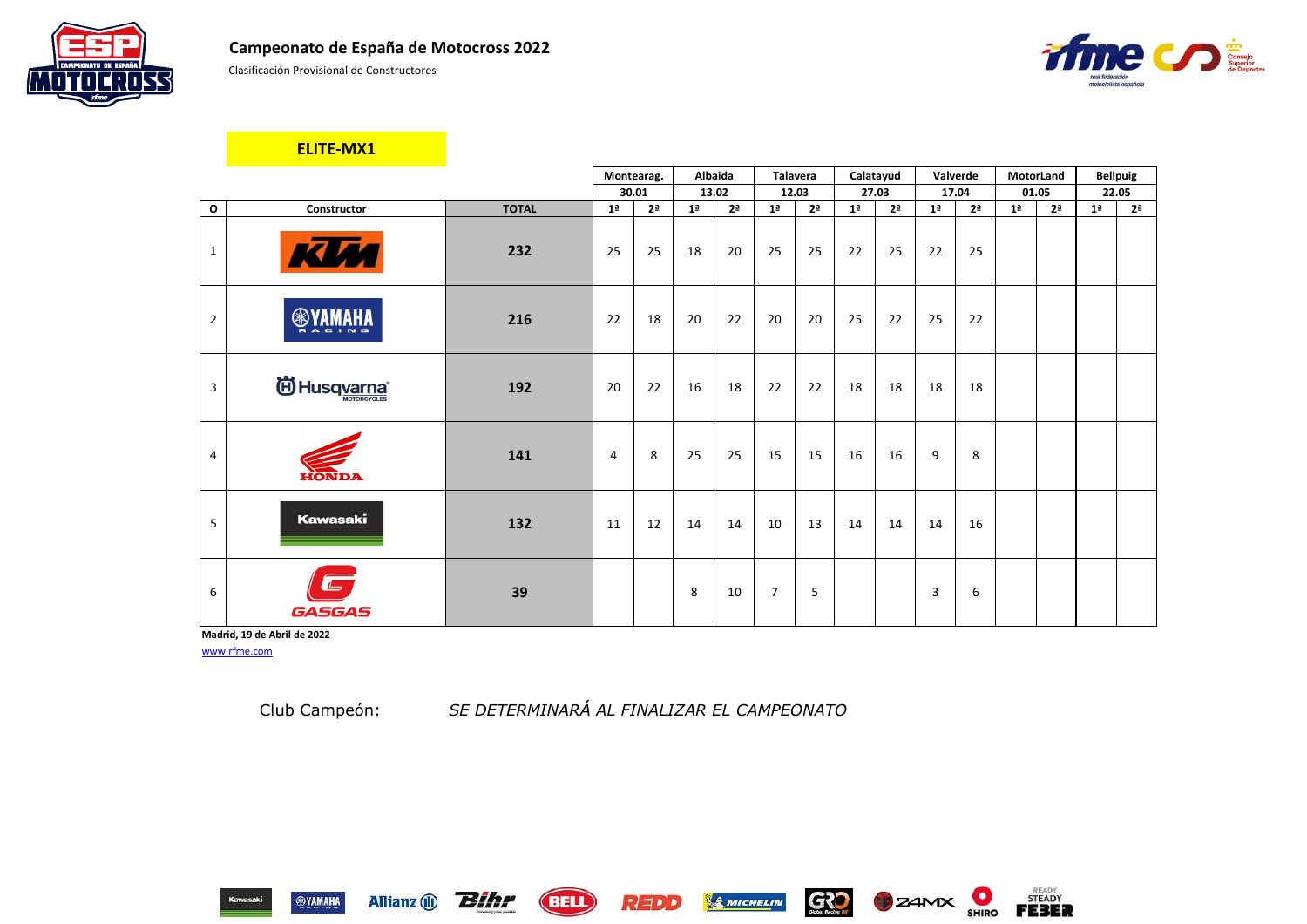## Campeonato de España de Motocross 2022

Clasificación Provisional de Constructores

### ELITE-MX1

| O | Constructor | TOTAL | Montearag. 30.01 | | Albaida 13.02 | | Talavera 12.03 | | Calatayud 27.03 | | Valverde 17.04 | | MotorLand 01.05 | | Bellpuig 22.05 | |
|---|---|---|---|---|---|---|---|---|---|---|---|---|---|---|---|---|
| | | | 1ª | 2ª | 1ª | 2ª | 1ª | 2ª | 1ª | 2ª | 1ª | 2ª | 1ª | 2ª | 1ª | 2ª |
| 1 | KTM | 232 | 25 | 25 | 18 | 20 | 25 | 25 | 22 | 25 | 22 | 25 | | | | |
| 2 | YAMAHA RACING | 216 | 22 | 18 | 20 | 22 | 20 | 20 | 25 | 22 | 25 | 22 | | | | |
| 3 | Husqvarna MOTORCYCLES | 192 | 20 | 22 | 16 | 18 | 22 | 22 | 18 | 18 | 18 | 18 | | | | |
| 4 | HONDA | 141 | 4 | 8 | 25 | 25 | 15 | 15 | 16 | 16 | 9 | 8 | | | | |
| 5 | Kawasaki | 132 | 11 | 12 | 14 | 14 | 10 | 13 | 14 | 14 | 14 | 16 | | | | |
| 6 | GASGAS | 39 | | | 8 | 10 | 7 | 5 | | | 3 | 6 | | | | |

**Madrid, 19 de Abril de 2022**

www.rfme.com

Club Campeón: *SE DETERMINARÁ AL FINALIZAR EL CAMPEONATO*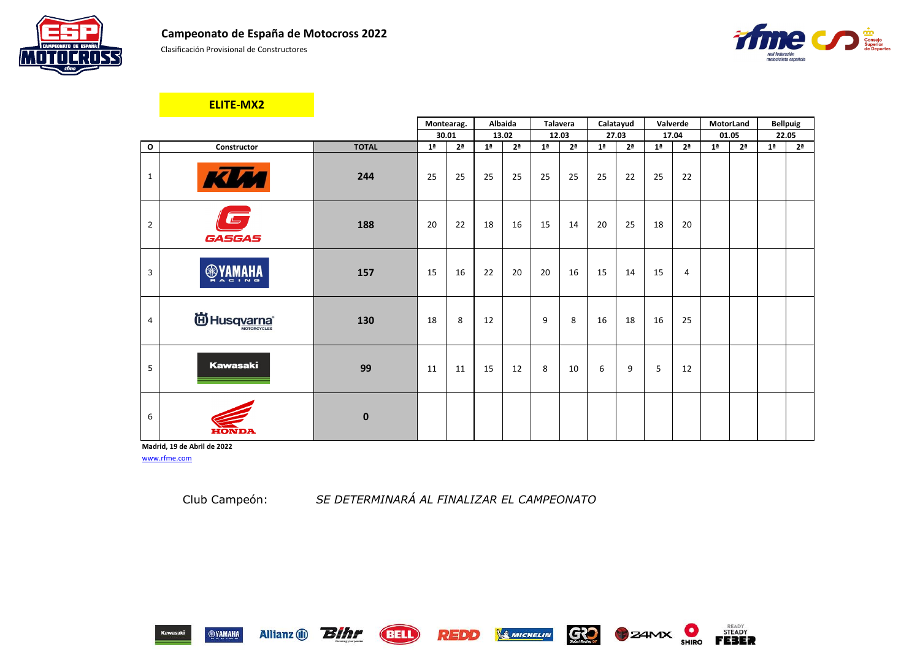## Campeonato de España de Motocross 2022

Clasificación Provisional de Constructores

### ELITE-MX2

| | | | Montearag. | | Albaida | | Talavera | | Calatayud | | Valverde | | MotorLand | | Bellpuig | |
|---|---|---|---|---|---|---|---|---|---|---|---|---|---|---|---|---|
| | | | 30.01 | | 13.02 | | 12.03 | | 27.03 | | 17.04 | | 01.05 | | 22.05 | |
| O | Constructor | TOTAL | 1ª | 2ª | 1ª | 2ª | 1ª | 2ª | 1ª | 2ª | 1ª | 2ª | 1ª | 2ª | 1ª | 2ª |
| 1 | KTM | 244 | 25 | 25 | 25 | 25 | 25 | 25 | 25 | 22 | 25 | 22 | | | | |
| 2 | GASGAS | 188 | 20 | 22 | 18 | 16 | 15 | 14 | 20 | 25 | 18 | 20 | | | | |
| 3 | YAMAHA | 157 | 15 | 16 | 22 | 20 | 20 | 16 | 15 | 14 | 15 | 4 | | | | |
| 4 | Husqvarna | 130 | 18 | 8 | 12 | | 9 | 8 | 16 | 18 | 16 | 25 | | | | |
| 5 | Kawasaki | 99 | 11 | 11 | 15 | 12 | 8 | 10 | 6 | 9 | 5 | 12 | | | | |
| 6 | HONDA | 0 | | | | | | | | | | | | | | |

**Madrid, 19 de Abril de 2022**

www.rfme.com

Club Campeón: *SE DETERMINARÁ AL FINALIZAR EL CAMPEONATO*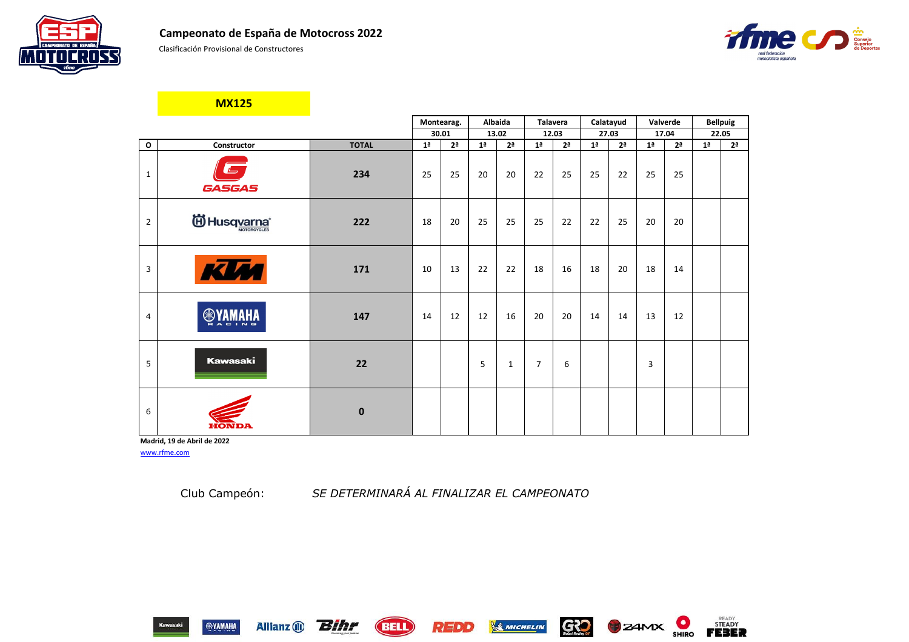# Campeonato de España de Motocross 2022

Clasificación Provisional de Constructores

## MX125

| | | | Montearag. | | Albaida | | Talavera | | Calatayud | | Valverde | | Bellpuig | |
|---|---|---|---|---|---|---|---|---|---|---|---|---|---|---|
| | | | 30.01 | | 13.02 | | 12.03 | | 27.03 | | 17.04 | | 22.05 | |
| O | Constructor | TOTAL | 1ª | 2ª | 1ª | 2ª | 1ª | 2ª | 1ª | 2ª | 1ª | 2ª | 1ª | 2ª |
| 1 | GASGAS | **234** | 25 | 25 | 20 | 20 | 22 | 25 | 25 | 22 | 25 | 25 | | |
| 2 | Husqvarna | **222** | 18 | 20 | 25 | 25 | 25 | 22 | 22 | 25 | 20 | 20 | | |
| 3 | KTM | **171** | 10 | 13 | 22 | 22 | 18 | 16 | 18 | 20 | 18 | 14 | | |
| 4 | YAMAHA | **147** | 14 | 12 | 12 | 16 | 20 | 20 | 14 | 14 | 13 | 12 | | |
| 5 | Kawasaki | **22** | | | 5 | 1 | 7 | 6 | | | 3 | | | |
| 6 | HONDA | **0** | | | | | | | | | | | | |

**Madrid, 19 de Abril de 2022**

www.rfme.com

Club Campeón: *SE DETERMINARÁ AL FINALIZAR EL CAMPEONATO*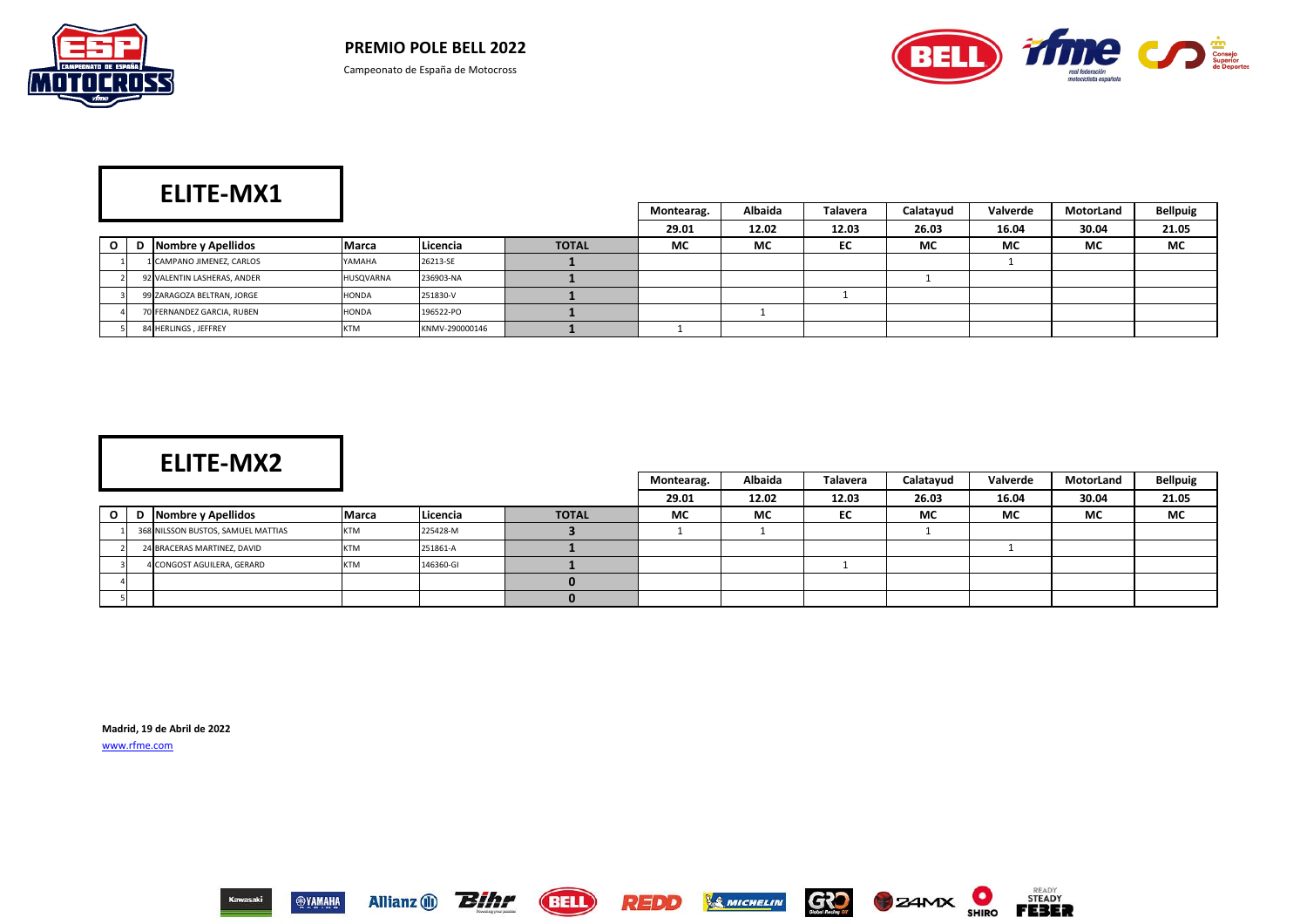# PREMIO POLE BELL 2022

Campeonato de España de Motocross

## ELITE-MX1

| O | D | Nombre y Apellidos | Marca | Licencia | TOTAL | Montearag. 29.01 MC | Albaida 12.02 MC | Talavera 12.03 EC | Calatayud 26.03 MC | Valverde 16.04 MC | MotorLand 30.04 MC | Bellpuig 21.05 MC |
|---|---|---|---|---|---|---|---|---|---|---|---|---|
| 1 | 1 | CAMPANO JIMENEZ, CARLOS | YAMAHA | 26213-SE | 1 | | | | | 1 | | |
| 2 | 92 | VALENTIN LASHERAS, ANDER | HUSQVARNA | 236903-NA | 1 | | | | 1 | | | |
| 3 | 99 | ZARAGOZA BELTRAN, JORGE | HONDA | 251830-V | 1 | | | 1 | | | | |
| 4 | 70 | FERNANDEZ GARCIA, RUBEN | HONDA | 196522-PO | 1 | | 1 | | | | | |
| 5 | 84 | HERLINGS , JEFFREY | KTM | KNMV-290000146 | 1 | 1 | | | | | | |

## ELITE-MX2

| O | D | Nombre y Apellidos | Marca | Licencia | TOTAL | Montearag. 29.01 MC | Albaida 12.02 MC | Talavera 12.03 EC | Calatayud 26.03 MC | Valverde 16.04 MC | MotorLand 30.04 MC | Bellpuig 21.05 MC |
|---|---|---|---|---|---|---|---|---|---|---|---|---|
| 1 | 368 | NILSSON BUSTOS, SAMUEL MATTIAS | KTM | 225428-M | 3 | 1 | 1 | | 1 | | | |
| 2 | 24 | BRACERAS MARTINEZ, DAVID | KTM | 251861-A | 1 | | | | | 1 | | |
| 3 | 4 | CONGOST AGUILERA, GERARD | KTM | 146360-GI | 1 | | | 1 | | | | |
| 4 | | | | | 0 | | | | | | | |
| 5 | | | | | 0 | | | | | | | |

**Madrid, 19 de Abril de 2022**

www.rfme.com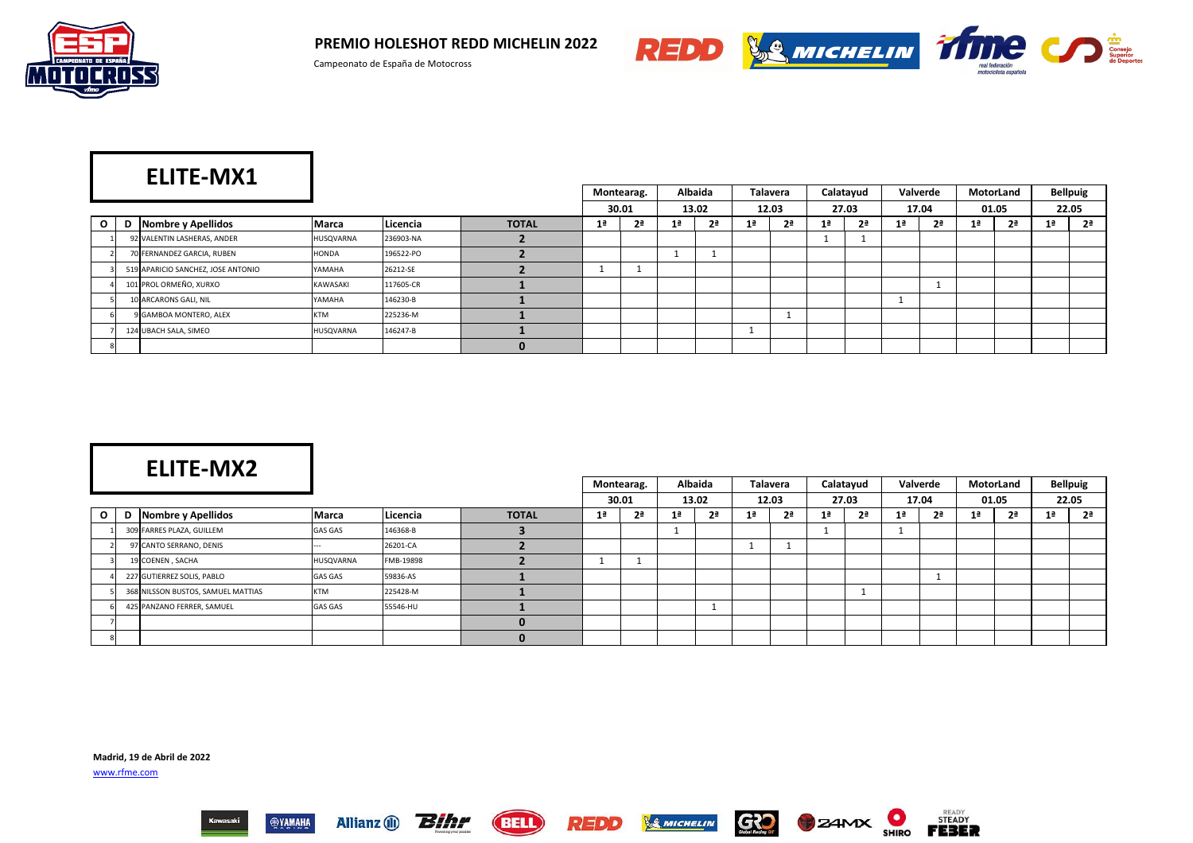**PREMIO HOLESHOT REDD MICHELIN 2022**

Campeonato de España de Motocross

## ELITE-MX1

| O | D | Nombre y Apellidos | Marca | Licencia | TOTAL | Montearag. 30.01 | | Albaida 13.02 | | Talavera 12.03 | | Calatayud 27.03 | | Valverde 17.04 | | MotorLand 01.05 | | Bellpuig 22.05 | |
|---|---|---|---|---|---|---|---|---|---|---|---|---|---|---|---|---|---|---|---|
| | | | | | | 1ª | 2ª | 1ª | 2ª | 1ª | 2ª | 1ª | 2ª | 1ª | 2ª | 1ª | 2ª | 1ª | 2ª |
| 1 | 92 | VALENTIN LASHERAS, ANDER | HUSQVARNA | 236903-NA | 2 | | | | | | | 1 | 1 | | | | | | |
| 2 | 70 | FERNANDEZ GARCIA, RUBEN | HONDA | 196522-PO | 2 | | | 1 | 1 | | | | | | | | | | |
| 3 | 519 | APARICIO SANCHEZ, JOSE ANTONIO | YAMAHA | 26212-SE | 2 | 1 | 1 | | | | | | | | | | | | |
| 4 | 101 | PROL ORMEÑO, XURXO | KAWASAKI | 117605-CR | 1 | | | | | | | | | | 1 | | | | |
| 5 | 10 | ARCARONS GALI, NIL | YAMAHA | 146230-B | 1 | | | | | | | | | 1 | | | | | |
| 6 | 9 | GAMBOA MONTERO, ALEX | KTM | 225236-M | 1 | | | | | | 1 | | | | | | | | |
| 7 | 124 | UBACH SALA, SIMEO | HUSQVARNA | 146247-B | 1 | | | | | 1 | | | | | | | | | |
| 8 | | | | | 0 | | | | | | | | | | | | | | |

## ELITE-MX2

| O | D | Nombre y Apellidos | Marca | Licencia | TOTAL | Montearag. 30.01 | | Albaida 13.02 | | Talavera 12.03 | | Calatayud 27.03 | | Valverde 17.04 | | MotorLand 01.05 | | Bellpuig 22.05 | |
|---|---|---|---|---|---|---|---|---|---|---|---|---|---|---|---|---|---|---|---|
| | | | | | | 1ª | 2ª | 1ª | 2ª | 1ª | 2ª | 1ª | 2ª | 1ª | 2ª | 1ª | 2ª | 1ª | 2ª |
| 1 | 309 | FARRES PLAZA, GUILLEM | GAS GAS | 146368-B | 3 | | | 1 | | | | 1 | | 1 | | | | | |
| 2 | 97 | CANTO SERRANO, DENIS | --- | 26201-CA | 2 | | | | | 1 | 1 | | | | | | | | |
| 3 | 19 | COENEN , SACHA | HUSQVARNA | FMB-19898 | 2 | 1 | 1 | | | | | | | | | | | | |
| 4 | 227 | GUTIERREZ SOLIS, PABLO | GAS GAS | 59836-AS | 1 | | | | | | | | | | 1 | | | | |
| 5 | 368 | NILSSON BUSTOS, SAMUEL MATTIAS | KTM | 225428-M | 1 | | | | | | | | 1 | | | | | | |
| 6 | 425 | PANZANO FERRER, SAMUEL | GAS GAS | 55546-HU | 1 | | | | 1 | | | | | | | | | | |
| 7 | | | | | 0 | | | | | | | | | | | | | | |
| 8 | | | | | 0 | | | | | | | | | | | | | | |

**Madrid, 19 de Abril de 2022**

www.rfme.com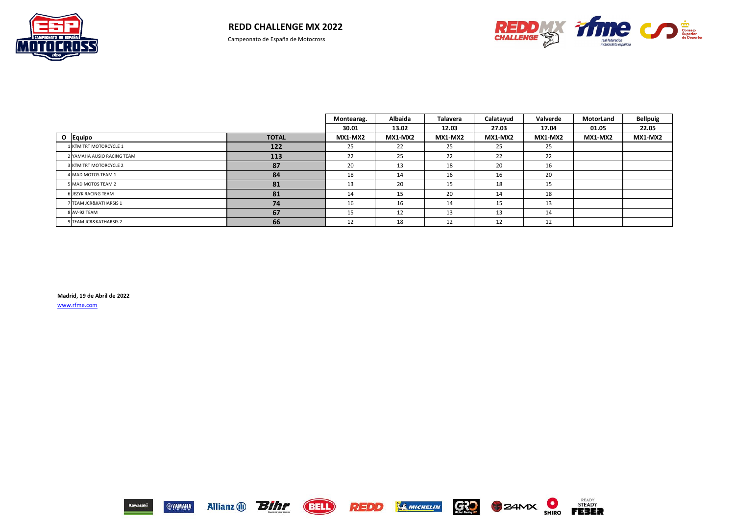# REDD CHALLENGE MX 2022

Campeonato de España de Motocross

| O | Equipo | TOTAL | Montearag. 30.01 MX1-MX2 | Albaida 13.02 MX1-MX2 | Talavera 12.03 MX1-MX2 | Calatayud 27.03 MX1-MX2 | Valverde 17.04 MX1-MX2 | MotorLand 01.05 MX1-MX2 | Bellpuig 22.05 MX1-MX2 |
|---|---|---|---|---|---|---|---|---|---|
| 1 | KTM TRT MOTORCYCLE 1 | 122 | 25 | 22 | 25 | 25 | 25 | | |
| 2 | YAMAHA AUSIO RACING TEAM | 113 | 22 | 25 | 22 | 22 | 22 | | |
| 3 | KTM TRT MOTORCYCLE 2 | 87 | 20 | 13 | 18 | 20 | 16 | | |
| 4 | MAD MOTOS TEAM 1 | 84 | 18 | 14 | 16 | 16 | 20 | | |
| 5 | MAD MOTOS TEAM 2 | 81 | 13 | 20 | 15 | 18 | 15 | | |
| 6 | JEZYK RACING TEAM | 81 | 14 | 15 | 20 | 14 | 18 | | |
| 7 | TEAM JCR&KATHARSIS 1 | 74 | 16 | 16 | 14 | 15 | 13 | | |
| 8 | AV-92 TEAM | 67 | 15 | 12 | 13 | 13 | 14 | | |
| 9 | TEAM JCR&KATHARSIS 2 | 66 | 12 | 18 | 12 | 12 | 12 | | |

**Madrid, 19 de Abril de 2022**

www.rfme.com